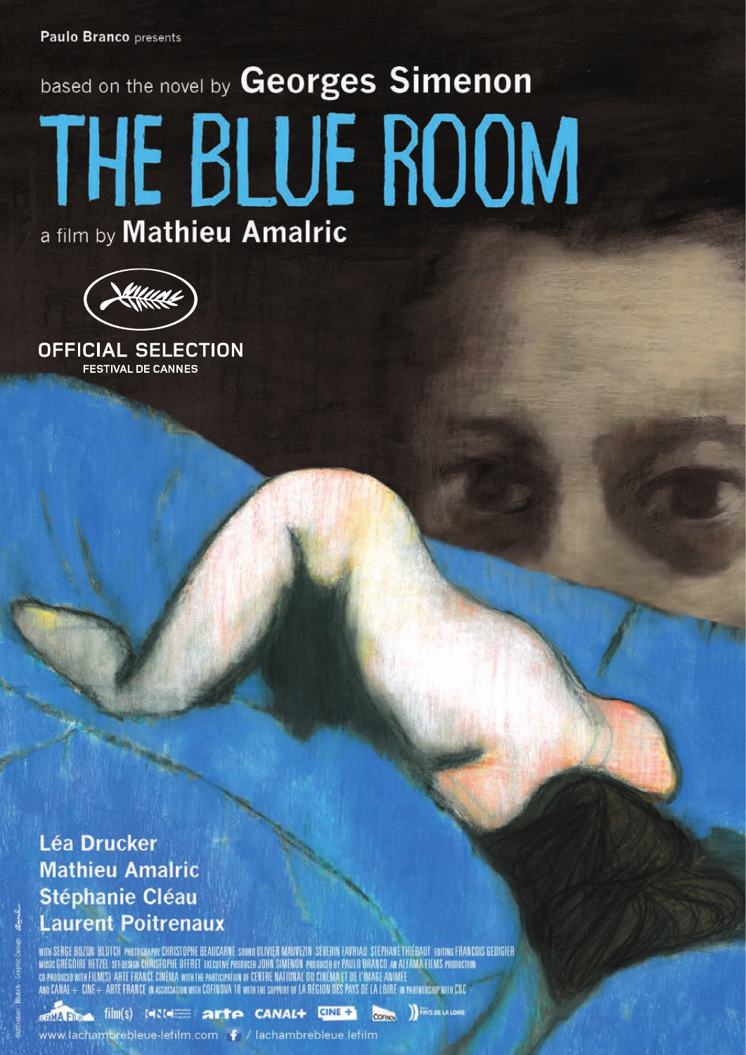Paulo Branco presents

based on the novel by **Georges Simenon**

# THE BLUE ROOM

a film by **Mathieu Amalric**

OFFICIAL SELECTION
FESTIVAL DE CANNES

**Léa Drucker**
**Mathieu Amalric**
**Stéphanie Cléau**
**Laurent Poitrenaux**

WITH SERGE BOZON BLUTCH PHOTOGRAPHY CHRISTOPHE BEAUCARNE SOUND OLIVIER MAUVEZIN SÉVERIN FAVRIAU STÉPHANE THIÉBAUT EDITING FRANÇOIS GEDIGIER MUSIC GRÉGOIRE HETZEL SET DESIGN CHRISTOPHE OFFRET EXECUTIVE PRODUCER JOHN SIMENON PRODUCED BY PAULO BRANCO AN ALFAMA FILMS PRODUCTION CO-PRODUCED WITH FILM(S) ARTE FRANCE CINÉMA WITH THE PARTICIPATION OF CENTRE NATIONAL DU CINÉMA ET DE L'IMAGE ANIMÉE AND CANAL+ CINE+ ARTE FRANCE IN ASSOCIATION WITH COFINOVA 10 WITH THE SUPPORT OF LA RÉGION DES PAYS DE LA LOIRE IN PARTNERSHIP WITH CNC

Illustration: Blutch - Graphic Design: Anne

ALFAMA FILMS film(s) CNC arte CANAL+ CINE+ COFINOVA PAYS DE LA LOIRE

www.lachambrebleue-lefilm.com / lachambrebleue.lefilm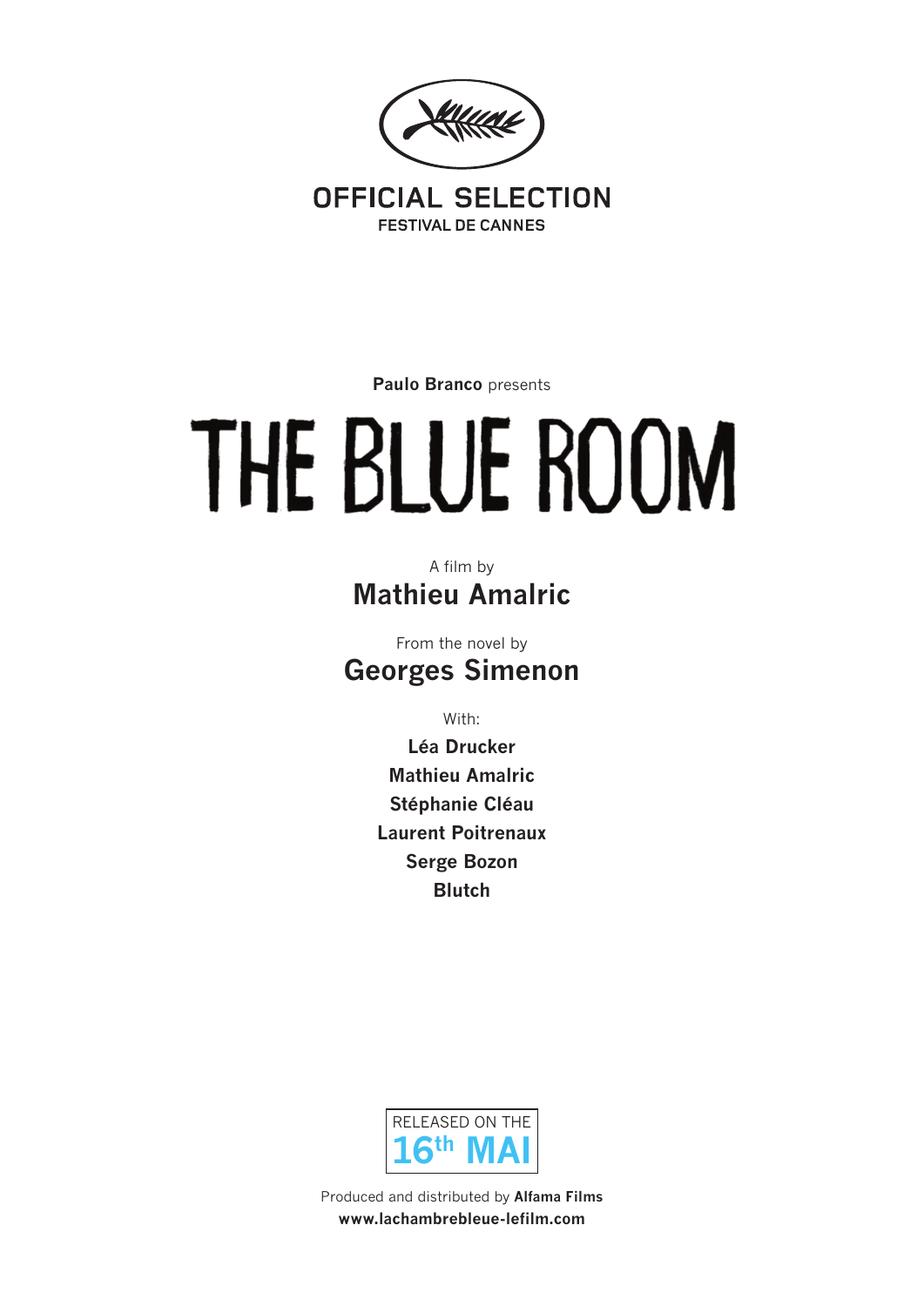**OFFICIAL SELECTION**

**FESTIVAL DE CANNES**

**Paulo Branco** presents

# THE BLUE ROOM

A film by

## Mathieu Amalric

From the novel by

## Georges Simenon

With:

**Léa Drucker**
**Mathieu Amalric**
**Stéphanie Cléau**
**Laurent Poitrenaux**
**Serge Bozon**
**Blutch**

RELEASED ON THE
**16th MAI**

Produced and distributed by **Alfama Films**
**www.lachambrebleue-lefilm.com**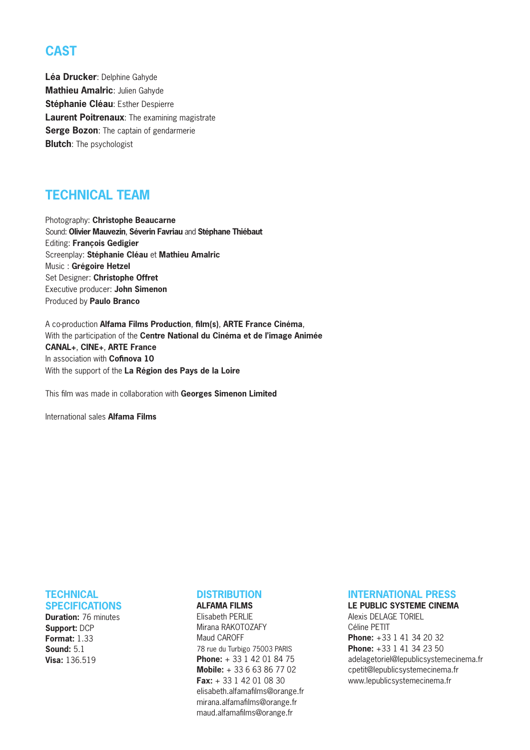## CAST

**Léa Drucker**: Delphine Gahyde
**Mathieu Amalric**: Julien Gahyde
**Stéphanie Cléau**: Esther Despierre
**Laurent Poitrenaux**: The examining magistrate
**Serge Bozon**: The captain of gendarmerie
**Blutch**: The psychologist

## TECHNICAL TEAM

Photography: **Christophe Beaucarne**
Sound: **Olivier Mauvezin**, **Séverin Favriau** and **Stéphane Thiébaut**
Editing: **François Gedigier**
Screenplay: **Stéphanie Cléau** et **Mathieu Amalric**
Music : **Grégoire Hetzel**
Set Designer: **Christophe Offret**
Executive producer: **John Simenon**
Produced by **Paulo Branco**

A co-production **Alfama Films Production**, **film(s)**, **ARTE France Cinéma**,
With the participation of the **Centre National du Cinéma et de l'image Animée**
**CANAL+**, **CINE+**, **ARTE France**
In association with **Cofinova 10**
With the support of the **La Région des Pays de la Loire**

This film was made in collaboration with **Georges Simenon Limited**

International sales **Alfama Films**

## TECHNICAL SPECIFICATIONS

**Duration:** 76 minutes
**Support:** DCP
**Format:** 1.33
**Sound:** 5.1
**Visa:** 136.519

## DISTRIBUTION

**ALFAMA FILMS**
Elisabeth PERLIE
Mirana RAKOTOZAFY
Maud CAROFF
78 rue du Turbigo 75003 PARIS
**Phone:** + 33 1 42 01 84 75
**Mobile:** + 33 6 63 86 77 02
**Fax:** + 33 1 42 01 08 30
elisabeth.alfamafilms@orange.fr
mirana.alfamafilms@orange.fr
maud.alfamafilms@orange.fr

## INTERNATIONAL PRESS

**LE PUBLIC SYSTEME CINEMA**
Alexis DELAGE TORIEL
Céline PETIT
**Phone:** +33 1 41 34 20 32
**Phone:** +33 1 41 34 23 50
adelagetoriel@lepublicsystemecinema.fr
cpetit@lepublicsystemecinema.fr
www.lepublicsystemecinema.fr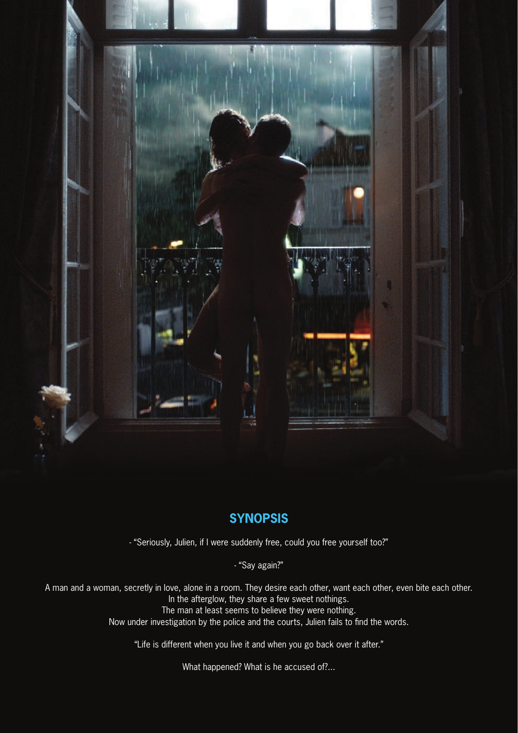## SYNOPSIS

- "Seriously, Julien, if I were suddenly free, could you free yourself too?"

- "Say again?"

A man and a woman, secretly in love, alone in a room. They desire each other, want each other, even bite each other.
In the afterglow, they share a few sweet nothings.
The man at least seems to believe they were nothing.
Now under investigation by the police and the courts, Julien fails to find the words.

"Life is different when you live it and when you go back over it after."

What happened? What is he accused of?...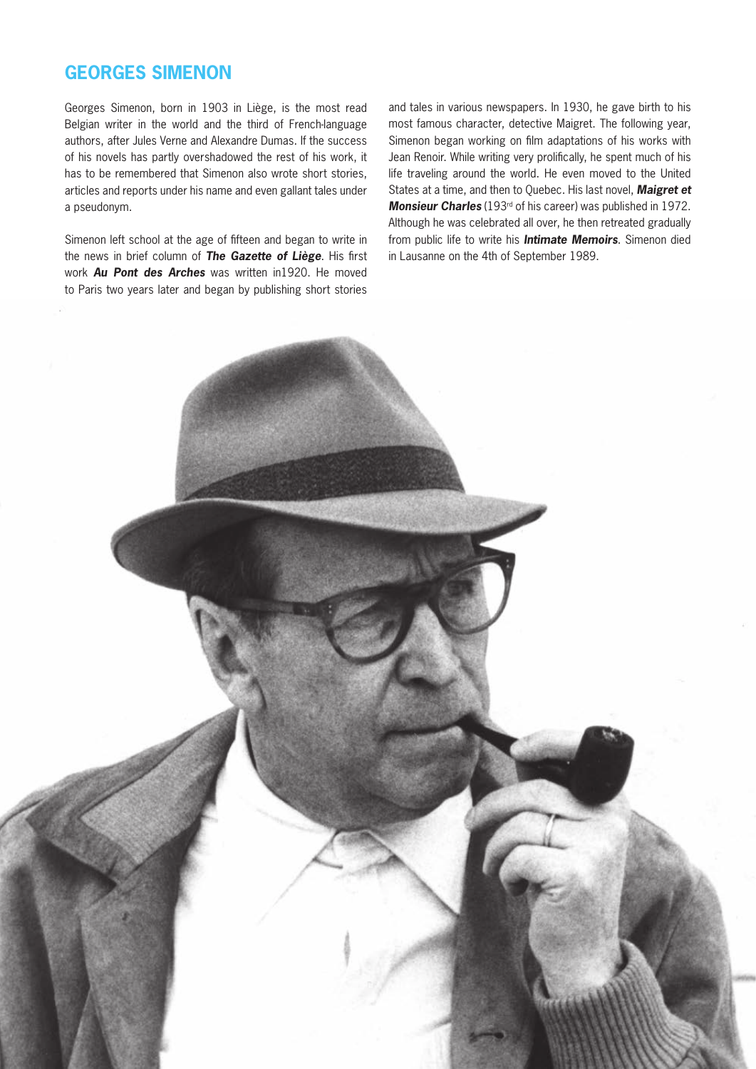# GEORGES SIMENON

Georges Simenon, born in 1903 in Liège, is the most read Belgian writer in the world and the third of French-language authors, after Jules Verne and Alexandre Dumas. If the success of his novels has partly overshadowed the rest of his work, it has to be remembered that Simenon also wrote short stories, articles and reports under his name and even gallant tales under a pseudonym.

Simenon left school at the age of fifteen and began to write in the news in brief column of ***The Gazette of Liège***. His first work ***Au Pont des Arches*** was written in1920. He moved to Paris two years later and began by publishing short stories and tales in various newspapers. In 1930, he gave birth to his most famous character, detective Maigret. The following year, Simenon began working on film adaptations of his works with Jean Renoir. While writing very prolifically, he spent much of his life traveling around the world. He even moved to the United States at a time, and then to Quebec. His last novel, ***Maigret et Monsieur Charles*** (193rd of his career) was published in 1972. Although he was celebrated all over, he then retreated gradually from public life to write his ***Intimate Memoirs***. Simenon died in Lausanne on the 4th of September 1989.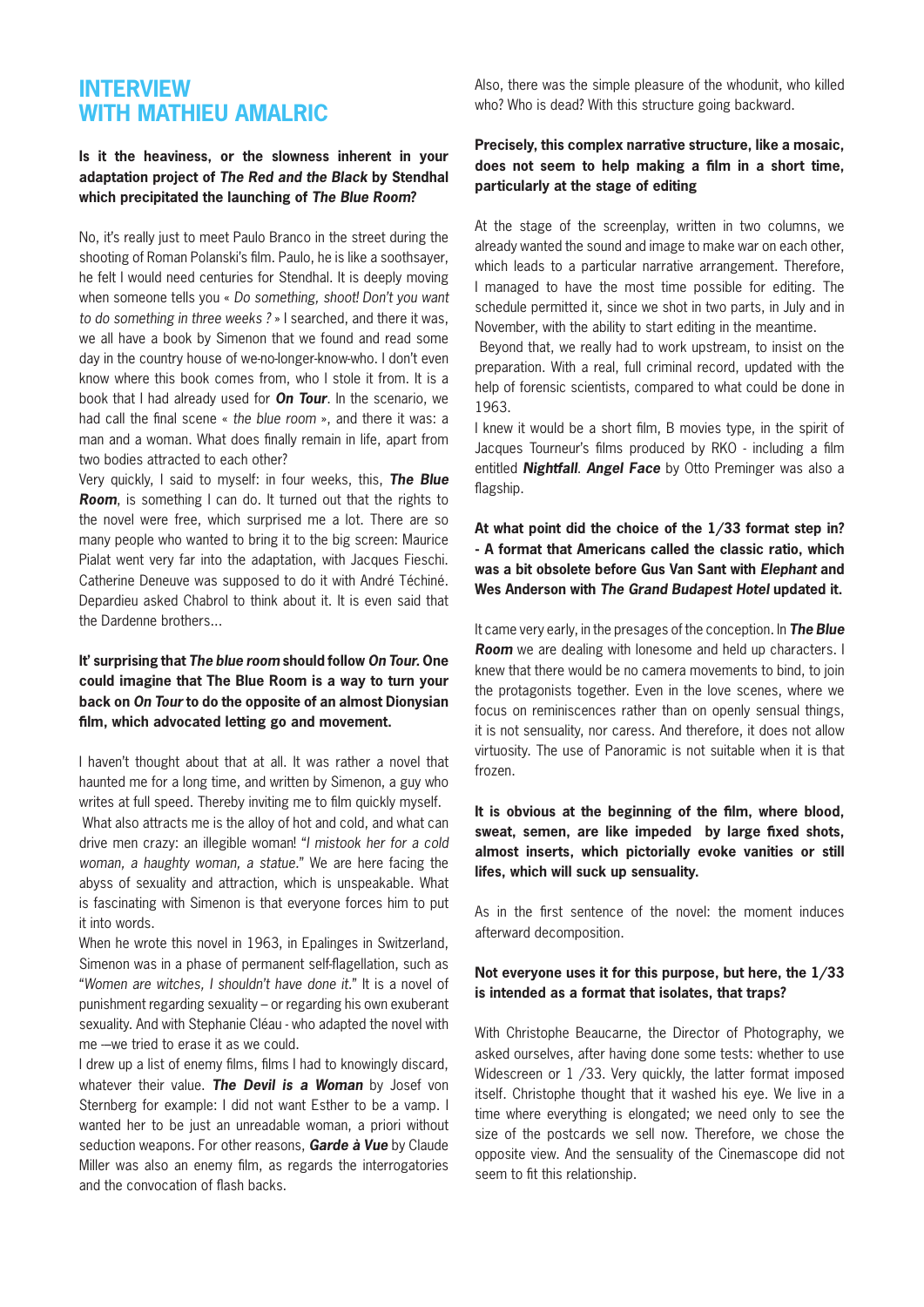# INTERVIEW WITH MATHIEU AMALRIC

**Is it the heaviness, or the slowness inherent in your adaptation project of *The Red and the Black* by Stendhal which precipitated the launching of *The Blue Room*?**

No, it's really just to meet Paulo Branco in the street during the shooting of Roman Polanski's film. Paulo, he is like a soothsayer, he felt I would need centuries for Stendhal. It is deeply moving when someone tells you « *Do something, shoot! Don't you want to do something in three weeks ?* » I searched, and there it was, we all have a book by Simenon that we found and read some day in the country house of we-no-longer-know-who. I don't even know where this book comes from, who I stole it from. It is a book that I had already used for ***On Tour***. In the scenario, we had call the final scene « *the blue room* », and there it was: a man and a woman. What does finally remain in life, apart from two bodies attracted to each other?

Very quickly, I said to myself: in four weeks, this, ***The Blue Room***, is something I can do. It turned out that the rights to the novel were free, which surprised me a lot. There are so many people who wanted to bring it to the big screen: Maurice Pialat went very far into the adaptation, with Jacques Fieschi. Catherine Deneuve was supposed to do it with André Téchiné. Depardieu asked Chabrol to think about it. It is even said that the Dardenne brothers...

**It' surprising that *The blue room* should follow *On Tour*. One could imagine that The Blue Room is a way to turn your back on *On Tour* to do the opposite of an almost Dionysian film, which advocated letting go and movement.**

I haven't thought about that at all. It was rather a novel that haunted me for a long time, and written by Simenon, a guy who writes at full speed. Thereby inviting me to film quickly myself.

What also attracts me is the alloy of hot and cold, and what can drive men crazy: an illegible woman! "*I mistook her for a cold woman, a haughty woman, a statue.*" We are here facing the abyss of sexuality and attraction, which is unspeakable. What is fascinating with Simenon is that everyone forces him to put it into words.

When he wrote this novel in 1963, in Epalinges in Switzerland, Simenon was in a phase of permanent self-flagellation, such as "*Women are witches, I shouldn't have done it.*" It is a novel of punishment regarding sexuality – or regarding his own exuberant sexuality. And with Stephanie Cléau - who adapted the novel with me –we tried to erase it as we could.

I drew up a list of enemy films, films I had to knowingly discard, whatever their value. ***The Devil is a Woman*** by Josef von Sternberg for example: I did not want Esther to be a vamp. I wanted her to be just an unreadable woman, a priori without seduction weapons. For other reasons, ***Garde à Vue*** by Claude Miller was also an enemy film, as regards the interrogatories and the convocation of flash backs.

Also, there was the simple pleasure of the whodunit, who killed who? Who is dead? With this structure going backward.

**Precisely, this complex narrative structure, like a mosaic, does not seem to help making a film in a short time, particularly at the stage of editing**

At the stage of the screenplay, written in two columns, we already wanted the sound and image to make war on each other, which leads to a particular narrative arrangement. Therefore, I managed to have the most time possible for editing. The schedule permitted it, since we shot in two parts, in July and in November, with the ability to start editing in the meantime.

Beyond that, we really had to work upstream, to insist on the preparation. With a real, full criminal record, updated with the help of forensic scientists, compared to what could be done in 1963.

I knew it would be a short film, B movies type, in the spirit of Jacques Tourneur's films produced by RKO - including a film entitled ***Nightfall***. ***Angel Face*** by Otto Preminger was also a flagship.

**At what point did the choice of the 1/33 format step in? - A format that Americans called the classic ratio, which was a bit obsolete before Gus Van Sant with *Elephant* and Wes Anderson with *The Grand Budapest Hotel* updated it.**

It came very early, in the presages of the conception. In ***The Blue Room*** we are dealing with lonesome and held up characters. I knew that there would be no camera movements to bind, to join the protagonists together. Even in the love scenes, where we focus on reminiscences rather than on openly sensual things, it is not sensuality, nor caress. And therefore, it does not allow virtuosity. The use of Panoramic is not suitable when it is that frozen.

**It is obvious at the beginning of the film, where blood, sweat, semen, are like impeded by large fixed shots, almost inserts, which pictorially evoke vanities or still lifes, which will suck up sensuality.**

As in the first sentence of the novel: the moment induces afterward decomposition.

**Not everyone uses it for this purpose, but here, the 1/33 is intended as a format that isolates, that traps?**

With Christophe Beaucarne, the Director of Photography, we asked ourselves, after having done some tests: whether to use Widescreen or 1 /33. Very quickly, the latter format imposed itself. Christophe thought that it washed his eye. We live in a time where everything is elongated; we need only to see the size of the postcards we sell now. Therefore, we chose the opposite view. And the sensuality of the Cinemascope did not seem to fit this relationship.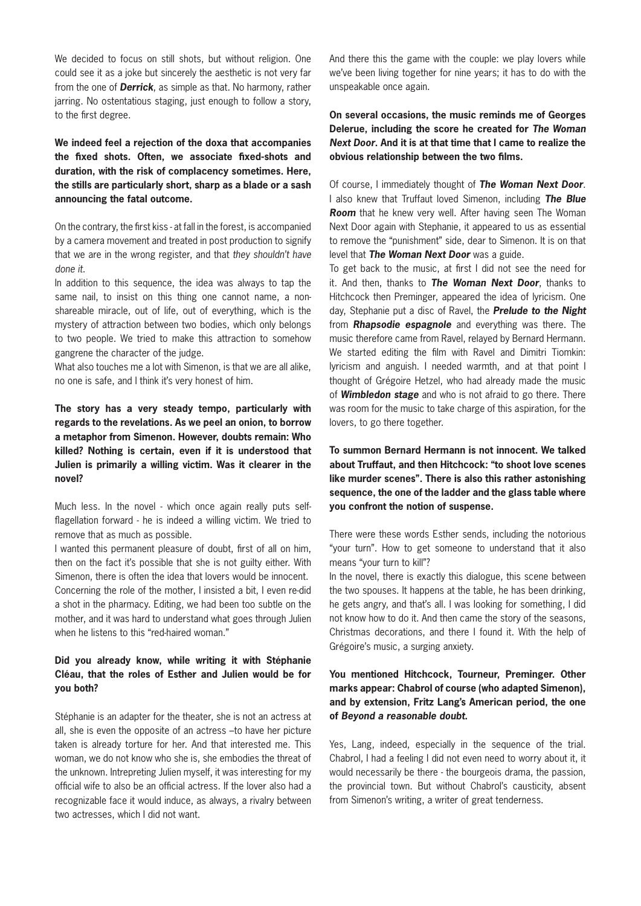We decided to focus on still shots, but without religion. One could see it as a joke but sincerely the aesthetic is not very far from the one of ***Derrick***, as simple as that. No harmony, rather jarring. No ostentatious staging, just enough to follow a story, to the first degree.

**We indeed feel a rejection of the doxa that accompanies the fixed shots. Often, we associate fixed-shots and duration, with the risk of complacency sometimes. Here, the stills are particularly short, sharp as a blade or a sash announcing the fatal outcome.**

On the contrary, the first kiss - at fall in the forest, is accompanied by a camera movement and treated in post production to signify that we are in the wrong register, and that *they shouldn't have done it.*

In addition to this sequence, the idea was always to tap the same nail, to insist on this thing one cannot name, a non-shareable miracle, out of life, out of everything, which is the mystery of attraction between two bodies, which only belongs to two people. We tried to make this attraction to somehow gangrene the character of the judge.

What also touches me a lot with Simenon, is that we are all alike, no one is safe, and I think it's very honest of him.

**The story has a very steady tempo, particularly with regards to the revelations. As we peel an onion, to borrow a metaphor from Simenon. However, doubts remain: Who killed? Nothing is certain, even if it is understood that Julien is primarily a willing victim. Was it clearer in the novel?**

Much less. In the novel - which once again really puts self-flagellation forward - he is indeed a willing victim. We tried to remove that as much as possible.

I wanted this permanent pleasure of doubt, first of all on him, then on the fact it's possible that she is not guilty either. With Simenon, there is often the idea that lovers would be innocent.

Concerning the role of the mother, I insisted a bit, I even re-did a shot in the pharmacy. Editing, we had been too subtle on the mother, and it was hard to understand what goes through Julien when he listens to this "red-haired woman."

**Did you already know, while writing it with Stéphanie Cléau, that the roles of Esther and Julien would be for you both?**

Stéphanie is an adapter for the theater, she is not an actress at all, she is even the opposite of an actress –to have her picture taken is already torture for her. And that interested me. This woman, we do not know who she is, she embodies the threat of the unknown. Intrepreting Julien myself, it was interesting for my official wife to also be an official actress. If the lover also had a recognizable face it would induce, as always, a rivalry between two actresses, which I did not want.

And there this the game with the couple: we play lovers while we've been living together for nine years; it has to do with the unspeakable once again.

**On several occasions, the music reminds me of Georges Delerue, including the score he created for *The Woman Next Door*. And it is at that time that I came to realize the obvious relationship between the two films.**

Of course, I immediately thought of ***The Woman Next Door***. I also knew that Truffaut loved Simenon, including ***The Blue Room*** that he knew very well. After having seen The Woman Next Door again with Stephanie, it appeared to us as essential to remove the "punishment" side, dear to Simenon. It is on that level that ***The Woman Next Door*** was a guide.

To get back to the music, at first I did not see the need for it. And then, thanks to ***The Woman Next Door***, thanks to Hitchcock then Preminger, appeared the idea of lyricism. One day, Stephanie put a disc of Ravel, the ***Prelude to the Night*** from ***Rhapsodie espagnole*** and everything was there. The music therefore came from Ravel, relayed by Bernard Hermann. We started editing the film with Ravel and Dimitri Tiomkin: lyricism and anguish. I needed warmth, and at that point I thought of Grégoire Hetzel, who had already made the music of ***Wimbledon stage*** and who is not afraid to go there. There was room for the music to take charge of this aspiration, for the lovers, to go there together.

**To summon Bernard Hermann is not innocent. We talked about Truffaut, and then Hitchcock: "to shoot love scenes like murder scenes". There is also this rather astonishing sequence, the one of the ladder and the glass table where you confront the notion of suspense.**

There were these words Esther sends, including the notorious "your turn". How to get someone to understand that it also means "your turn to kill"?

In the novel, there is exactly this dialogue, this scene between the two spouses. It happens at the table, he has been drinking, he gets angry, and that's all. I was looking for something, I did not know how to do it. And then came the story of the seasons, Christmas decorations, and there I found it. With the help of Grégoire's music, a surging anxiety.

**You mentioned Hitchcock, Tourneur, Preminger. Other marks appear: Chabrol of course (who adapted Simenon), and by extension, Fritz Lang's American period, the one of *Beyond a reasonable doubt.***

Yes, Lang, indeed, especially in the sequence of the trial. Chabrol, I had a feeling I did not even need to worry about it, it would necessarily be there - the bourgeois drama, the passion, the provincial town. But without Chabrol's causticity, absent from Simenon's writing, a writer of great tenderness.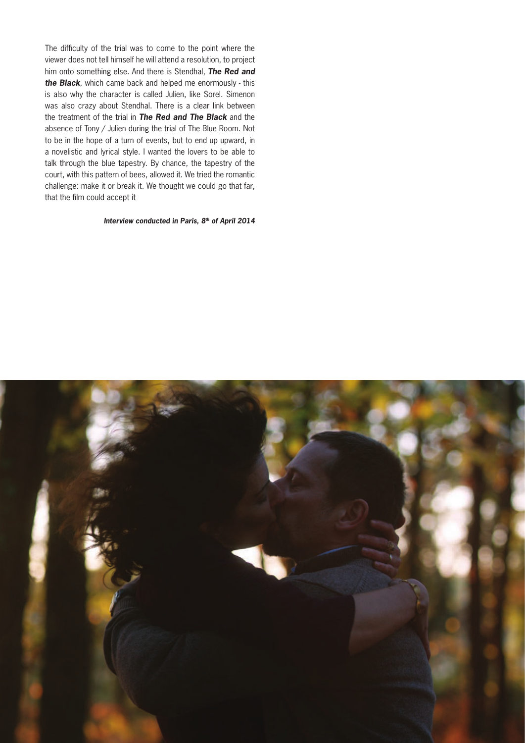The difficulty of the trial was to come to the point where the viewer does not tell himself he will attend a resolution, to project him onto something else. And there is Stendhal, ***The Red and the Black***, which came back and helped me enormously - this is also why the character is called Julien, like Sorel. Simenon was also crazy about Stendhal. There is a clear link between the treatment of the trial in ***The Red and The Black*** and the absence of Tony / Julien during the trial of The Blue Room. Not to be in the hope of a turn of events, but to end up upward, in a novelistic and lyrical style. I wanted the lovers to be able to talk through the blue tapestry. By chance, the tapestry of the court, with this pattern of bees, allowed it. We tried the romantic challenge: make it or break it. We thought we could go that far, that the film could accept it

***Interview conducted in Paris, 8th of April 2014***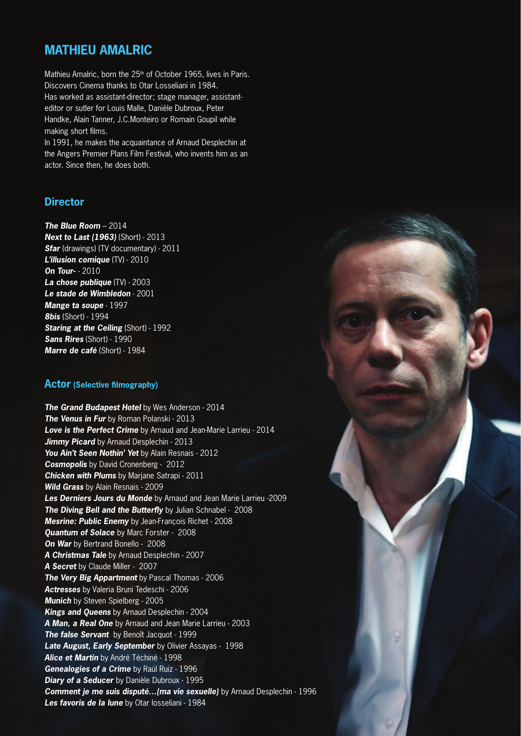# MATHIEU AMALRIC

Mathieu Amalric, born the 25th of October 1965, lives in Paris.
Discovers Cinema thanks to Otar Losseliani in 1984.
Has worked as assistant-director; stage manager, assistant-editor or sutler for Louis Malle, Danièle Dubroux, Peter Handke, Alain Tanner, J.C.Monteiro or Romain Goupil while making short films.
In 1991, he makes the acquaintance of Arnaud Desplechin at the Angers Premier Plans Film Festival, who invents him as an actor. Since then, he does both.

## Director

***The Blue Room*** – 2014
***Next to Last (1963)*** (Short) - 2013
***Sfar*** (drawings) (TV documentary) - 2011
***L'illusion comique*** (TV) - 2010
***On Tour-*** - 2010
***La chose publique*** (TV) - 2003
***Le stade de Wimbledon*** - 2001
***Mange ta soupe*** - 1997
***8bis*** (Short) - 1994
***Staring at the Ceiling*** (Short) - 1992
***Sans Rires*** (Short) - 1990
***Marre de café*** (Short) - 1984

## Actor (Selective filmography)

***The Grand Budapest Hotel*** by Wes Anderson - 2014
***The Venus in Fur*** by Roman Polanski - 2013
***Love is the Perfect Crime*** by Arnaud and Jean-Marie Larrieu - 2014
***Jimmy Picard*** by Arnaud Desplechin - 2013
***You Ain't Seen Nothin' Yet*** by Alain Resnais - 2012
***Cosmopolis*** by David Cronenberg - 2012
***Chicken with Plums*** by Marjane Satrapi - 2011
***Wild Grass*** by Alain Resnais - 2009
***Les Derniers Jours du Monde*** by Arnaud and Jean Marie Larrieu -2009
***The Diving Bell and the Butterfly*** by Julian Schnabel - 2008
***Mesrine: Public Enemy*** by Jean-François Richet - 2008
***Quantum of Solace*** by Marc Forster - 2008
***On War*** by Bertrand Bonello - 2008
***A Christmas Tale*** by Arnaud Desplechin - 2007
***A Secret*** by Claude Miller - 2007
***The Very Big Appartment*** by Pascal Thomas - 2006
***Actresses*** by Valeria Bruni Tedeschi - 2006
***Munich*** by Steven Spielberg - 2005
***Kings and Queens*** by Arnaud Desplechin - 2004
***A Man, a Real One*** by Arnaud and Jean Marie Larrieu - 2003
***The false Servant*** by Benoît Jacquot - 1999
***Late August, Early September*** by Olivier Assayas - 1998
***Alice et Martin*** by André Téchiné - 1998
***Genealogies of a Crime*** by Raúl Ruiz - 1996
***Diary of a Seducer*** by Danièle Dubroux - 1995
***Comment je me suis disputé…(ma vie sexuelle)*** by Arnaud Desplechin - 1996
***Les favoris de la lune*** by Otar Iosseliani - 1984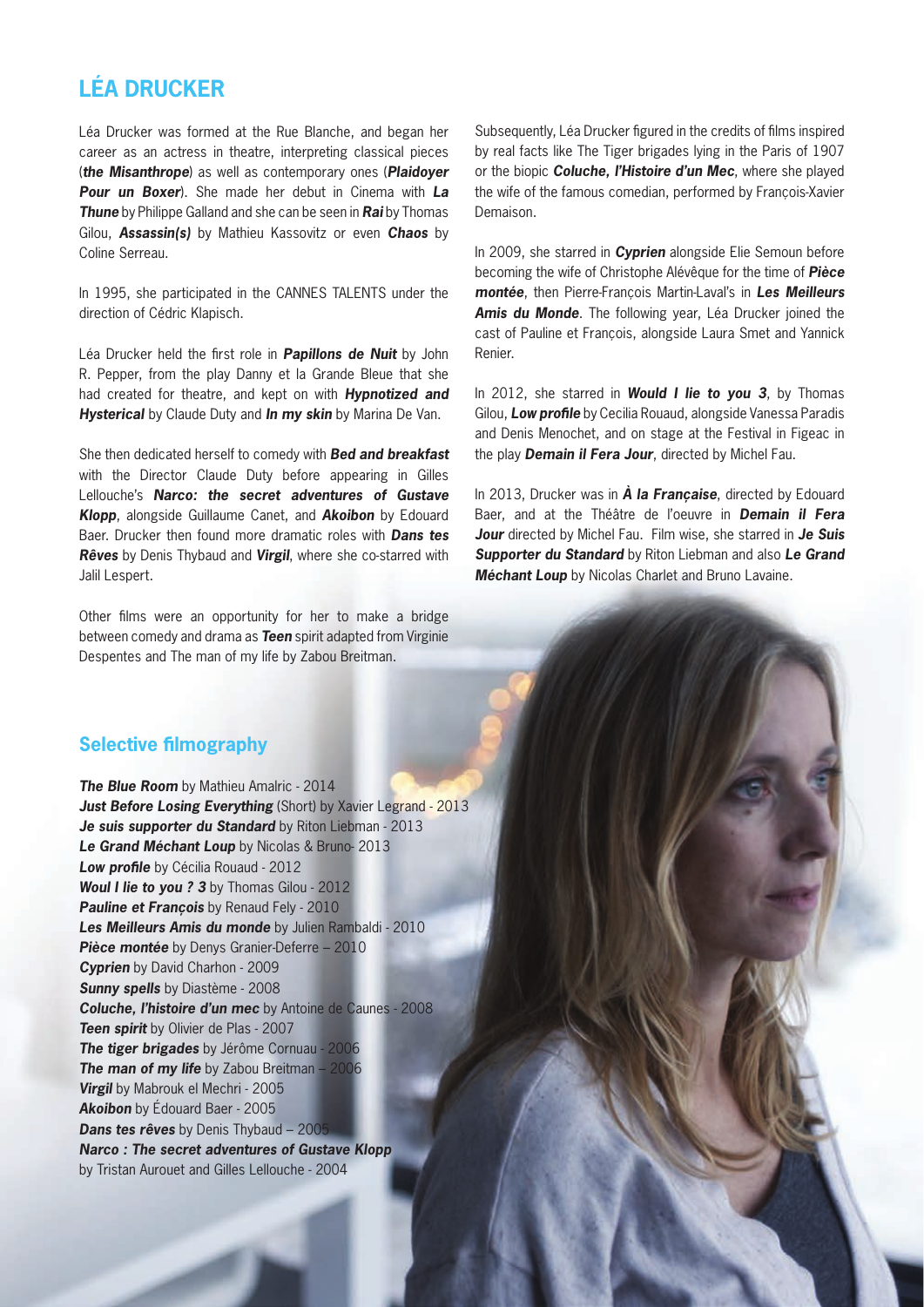# LÉA DRUCKER

Léa Drucker was formed at the Rue Blanche, and began her career as an actress in theatre, interpreting classical pieces (***the Misanthrope***) as well as contemporary ones (***Plaidoyer Pour un Boxer***). She made her debut in Cinema with ***La Thune*** by Philippe Galland and she can be seen in ***Rai*** by Thomas Gilou, ***Assassin(s)*** by Mathieu Kassovitz or even ***Chaos*** by Coline Serreau.

In 1995, she participated in the CANNES TALENTS under the direction of Cédric Klapisch.

Léa Drucker held the first role in ***Papillons de Nuit*** by John R. Pepper, from the play Danny et la Grande Bleue that she had created for theatre, and kept on with ***Hypnotized and Hysterical*** by Claude Duty and ***In my skin*** by Marina De Van.

She then dedicated herself to comedy with ***Bed and breakfast*** with the Director Claude Duty before appearing in Gilles Lellouche's ***Narco: the secret adventures of Gustave Klopp***, alongside Guillaume Canet, and ***Akoibon*** by Edouard Baer. Drucker then found more dramatic roles with ***Dans tes Rêves*** by Denis Thybaud and ***Virgil***, where she co-starred with Jalil Lespert.

Other films were an opportunity for her to make a bridge between comedy and drama as ***Teen*** spirit adapted from Virginie Despentes and The man of my life by Zabou Breitman.

Subsequently, Léa Drucker figured in the credits of films inspired by real facts like The Tiger brigades lying in the Paris of 1907 or the biopic ***Coluche, l'Histoire d'un Mec***, where she played the wife of the famous comedian, performed by François-Xavier Demaison.

In 2009, she starred in ***Cyprien*** alongside Elie Semoun before becoming the wife of Christophe Alévêque for the time of ***Pièce montée***, then Pierre-François Martin-Laval's in ***Les Meilleurs Amis du Monde***. The following year, Léa Drucker joined the cast of Pauline et François, alongside Laura Smet and Yannick Renier.

In 2012, she starred in ***Would I lie to you 3***, by Thomas Gilou, ***Low profile*** by Cecilia Rouaud, alongside Vanessa Paradis and Denis Menochet, and on stage at the Festival in Figeac in the play ***Demain il Fera Jour***, directed by Michel Fau.

In 2013, Drucker was in ***À la Française***, directed by Edouard Baer, and at the Théâtre de l'oeuvre in ***Demain il Fera Jour*** directed by Michel Fau. Film wise, she starred in ***Je Suis Supporter du Standard*** by Riton Liebman and also ***Le Grand Méchant Loup*** by Nicolas Charlet and Bruno Lavaine.

## Selective filmography

***The Blue Room*** by Mathieu Amalric - 2014
***Just Before Losing Everything*** (Short) by Xavier Legrand - 2013
***Je suis supporter du Standard*** by Riton Liebman - 2013
***Le Grand Méchant Loup*** by Nicolas & Bruno- 2013
***Low profile*** by Cécilia Rouaud - 2012
***Woul I lie to you ? 3*** by Thomas Gilou - 2012
***Pauline et François*** by Renaud Fely - 2010
***Les Meilleurs Amis du monde*** by Julien Rambaldi - 2010
***Pièce montée*** by Denys Granier-Deferre – 2010
***Cyprien*** by David Charhon - 2009
***Sunny spells*** by Diastème - 2008
***Coluche, l'histoire d'un mec*** by Antoine de Caunes - 2008
***Teen spirit*** by Olivier de Plas - 2007
***The tiger brigades*** by Jérôme Cornuau - 2006
***The man of my life*** by Zabou Breitman – 2006
***Virgil*** by Mabrouk el Mechri - 2005
***Akoibon*** by Édouard Baer - 2005
***Dans tes rêves*** by Denis Thybaud – 2005
***Narco : The secret adventures of Gustave Klopp*** by Tristan Aurouet and Gilles Lellouche - 2004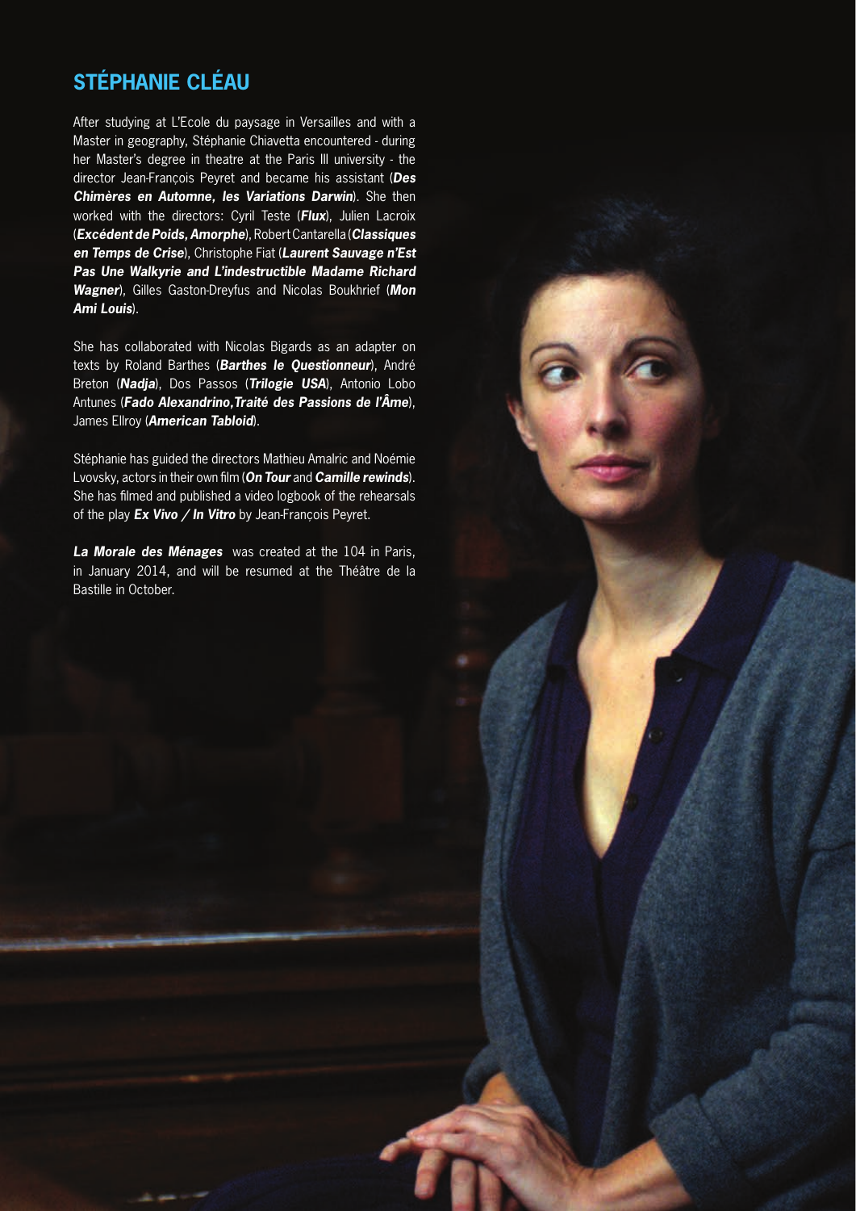## STÉPHANIE CLÉAU

After studying at L'Ecole du paysage in Versailles and with a Master in geography, Stéphanie Chiavetta encountered - during her Master's degree in theatre at the Paris III university - the director Jean-François Peyret and became his assistant (***Des Chimères en Automne, les Variations Darwin***). She then worked with the directors: Cyril Teste (***Flux***), Julien Lacroix (***Excédent de Poids, Amorphe***), Robert Cantarella (***Classiques en Temps de Crise***), Christophe Fiat (***Laurent Sauvage n'Est Pas Une Walkyrie and L'indestructible Madame Richard Wagner***), Gilles Gaston-Dreyfus and Nicolas Boukhrief (***Mon Ami Louis***).

She has collaborated with Nicolas Bigards as an adapter on texts by Roland Barthes (***Barthes le Questionneur***), André Breton (***Nadja***), Dos Passos (***Trilogie USA***), Antonio Lobo Antunes (***Fado Alexandrino,Traité des Passions de l'Âme***), James Ellroy (***American Tabloid***).

Stéphanie has guided the directors Mathieu Amalric and Noémie Lvovsky, actors in their own film (***On Tour*** and ***Camille rewinds***). She has filmed and published a video logbook of the rehearsals of the play ***Ex Vivo / In Vitro*** by Jean-François Peyret.

***La Morale des Ménages*** was created at the 104 in Paris, in January 2014, and will be resumed at the Théâtre de la Bastille in October.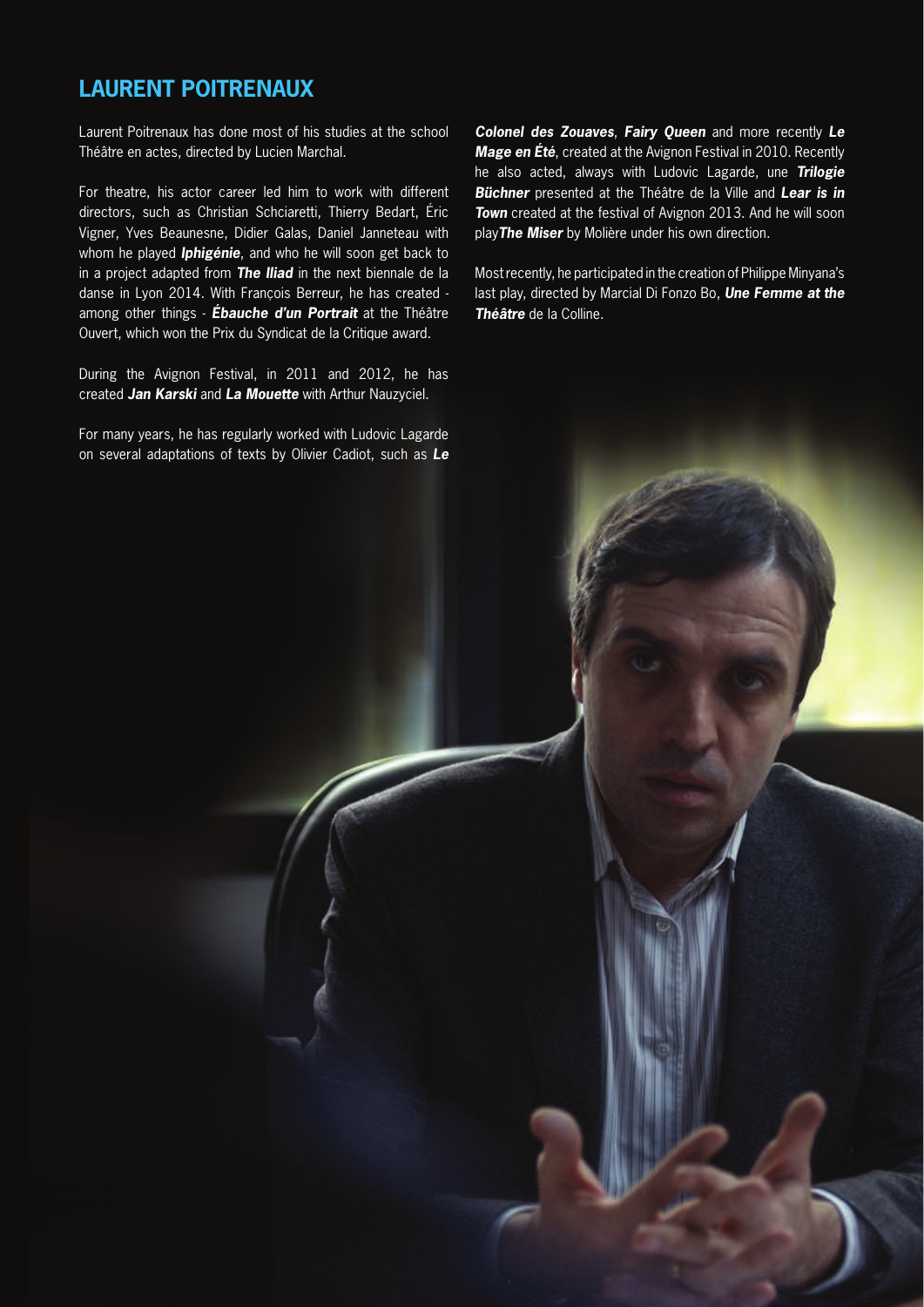## LAURENT POITRENAUX

Laurent Poitrenaux has done most of his studies at the school Théâtre en actes, directed by Lucien Marchal.

For theatre, his actor career led him to work with different directors, such as Christian Schciaretti, Thierry Bedart, Éric Vigner, Yves Beaunesne, Didier Galas, Daniel Janneteau with whom he played ***Iphigénie***, and who he will soon get back to in a project adapted from ***The Iliad*** in the next biennale de la danse in Lyon 2014. With François Berreur, he has created - among other things - ***Ébauche d'un Portrait*** at the Théâtre Ouvert, which won the Prix du Syndicat de la Critique award.

During the Avignon Festival, in 2011 and 2012, he has created ***Jan Karski*** and ***La Mouette*** with Arthur Nauzyciel.

For many years, he has regularly worked with Ludovic Lagarde on several adaptations of texts by Olivier Cadiot, such as ***Le Colonel des Zouaves***, ***Fairy Queen*** and more recently ***Le Mage en Été***, created at the Avignon Festival in 2010. Recently he also acted, always with Ludovic Lagarde, une ***Trilogie Büchner*** presented at the Théâtre de la Ville and ***Lear is in Town*** created at the festival of Avignon 2013. And he will soon play***The Miser*** by Molière under his own direction.

Most recently, he participated in the creation of Philippe Minyana's last play, directed by Marcial Di Fonzo Bo, ***Une Femme at the Théâtre*** de la Colline.